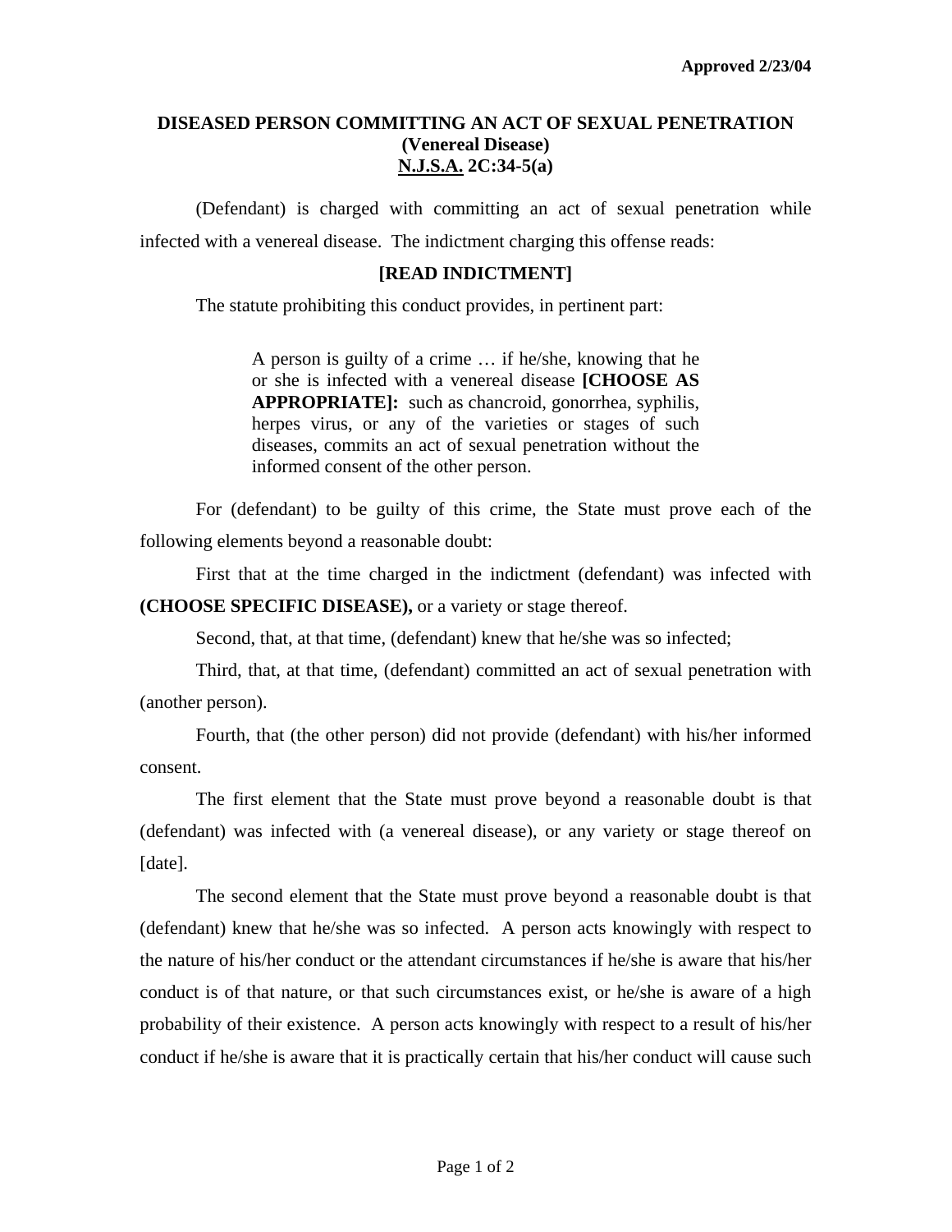**Approved 2/23/04**

# DISEASED PERSON COMMITTING AN ACT OF SEXUAL PENETRATION (Venereal Disease) N.J.S.A. 2C:34-5(a)

(Defendant) is charged with committing an act of sexual penetration while infected with a venereal disease. The indictment charging this offense reads:

**[READ INDICTMENT]**

The statute prohibiting this conduct provides, in pertinent part:

> A person is guilty of a crime … if he/she, knowing that he or she is infected with a venereal disease **[CHOOSE AS APPROPRIATE]:** such as chancroid, gonorrhea, syphilis, herpes virus, or any of the varieties or stages of such diseases, commits an act of sexual penetration without the informed consent of the other person.

For (defendant) to be guilty of this crime, the State must prove each of the following elements beyond a reasonable doubt:

First that at the time charged in the indictment (defendant) was infected with **(CHOOSE SPECIFIC DISEASE),** or a variety or stage thereof.

Second, that, at that time, (defendant) knew that he/she was so infected;

Third, that, at that time, (defendant) committed an act of sexual penetration with (another person).

Fourth, that (the other person) did not provide (defendant) with his/her informed consent.

The first element that the State must prove beyond a reasonable doubt is that (defendant) was infected with (a venereal disease), or any variety or stage thereof on [date].

The second element that the State must prove beyond a reasonable doubt is that (defendant) knew that he/she was so infected. A person acts knowingly with respect to the nature of his/her conduct or the attendant circumstances if he/she is aware that his/her conduct is of that nature, or that such circumstances exist, or he/she is aware of a high probability of their existence. A person acts knowingly with respect to a result of his/her conduct if he/she is aware that it is practically certain that his/her conduct will cause such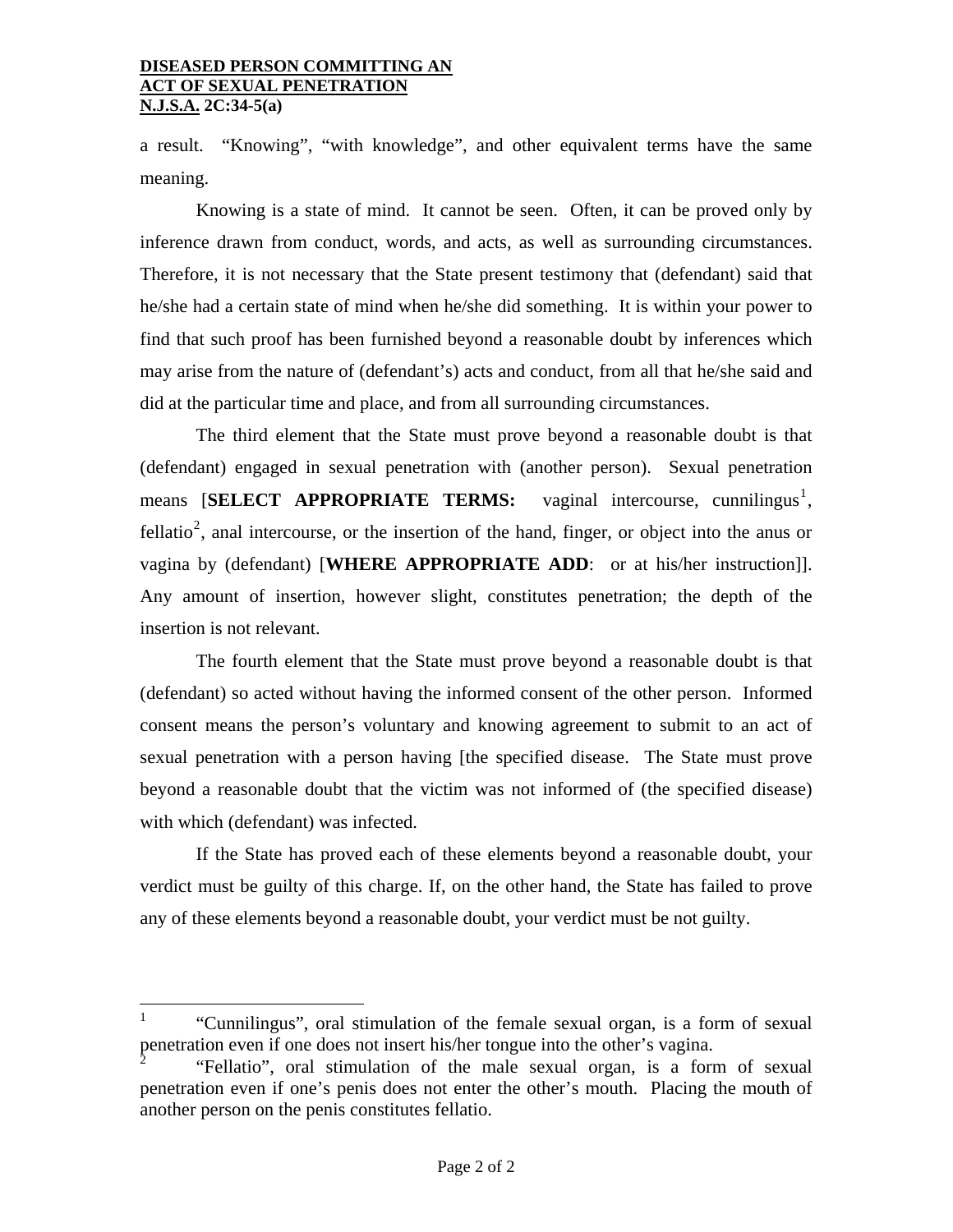a result. "Knowing", "with knowledge", and other equivalent terms have the same meaning.

Knowing is a state of mind. It cannot be seen. Often, it can be proved only by inference drawn from conduct, words, and acts, as well as surrounding circumstances. Therefore, it is not necessary that the State present testimony that (defendant) said that he/she had a certain state of mind when he/she did something. It is within your power to find that such proof has been furnished beyond a reasonable doubt by inferences which may arise from the nature of (defendant's) acts and conduct, from all that he/she said and did at the particular time and place, and from all surrounding circumstances.

The third element that the State must prove beyond a reasonable doubt is that (defendant) engaged in sexual penetration with (another person). Sexual penetration means [**SELECT APPROPRIATE TERMS:** vaginal intercourse, cunnilingus[1], fellatio[2], anal intercourse, or the insertion of the hand, finger, or object into the anus or vagina by (defendant) [**WHERE APPROPRIATE ADD**: or at his/her instruction]]. Any amount of insertion, however slight, constitutes penetration; the depth of the insertion is not relevant.

The fourth element that the State must prove beyond a reasonable doubt is that (defendant) so acted without having the informed consent of the other person. Informed consent means the person's voluntary and knowing agreement to submit to an act of sexual penetration with a person having [the specified disease. The State must prove beyond a reasonable doubt that the victim was not informed of (the specified disease) with which (defendant) was infected.

If the State has proved each of these elements beyond a reasonable doubt, your verdict must be guilty of this charge. If, on the other hand, the State has failed to prove any of these elements beyond a reasonable doubt, your verdict must be not guilty.

---

[1] "Cunnilingus", oral stimulation of the female sexual organ, is a form of sexual penetration even if one does not insert his/her tongue into the other's vagina.

[2] "Fellatio", oral stimulation of the male sexual organ, is a form of sexual penetration even if one's penis does not enter the other's mouth. Placing the mouth of another person on the penis constitutes fellatio.